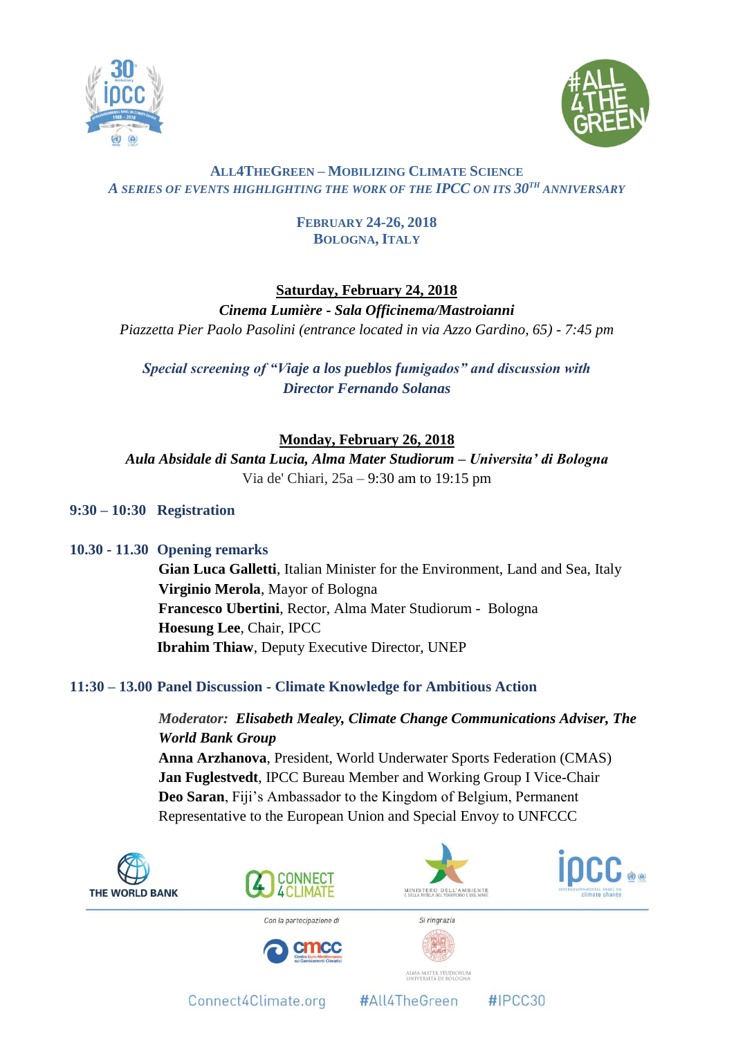# ALL4THEGREEN – MOBILIZING CLIMATE SCIENCE

*A SERIES OF EVENTS HIGHLIGHTING THE WORK OF THE IPCC ON ITS 30TH ANNIVERSARY*

**FEBRUARY 24-26, 2018**
**BOLOGNA, ITALY**

## Saturday, February 24, 2018

***Cinema Lumière - Sala Officinema/Mastroianni***
*Piazzetta Pier Paolo Pasolini (entrance located in via Azzo Gardino, 65) - 7:45 pm*

***Special screening of "Viaje a los pueblos fumigados" and discussion with Director Fernando Solanas***

## Monday, February 26, 2018

***Aula Absidale di Santa Lucia, Alma Mater Studiorum – Universita' di Bologna***
Via de' Chiari, 25a – 9:30 am to 19:15 pm

**9:30 – 10:30 Registration**

**10.30 - 11.30 Opening remarks**

**Gian Luca Galletti**, Italian Minister for the Environment, Land and Sea, Italy
**Virginio Merola**, Mayor of Bologna
**Francesco Ubertini**, Rector, Alma Mater Studiorum - Bologna
**Hoesung Lee**, Chair, IPCC
**Ibrahim Thiaw**, Deputy Executive Director, UNEP

**11:30 – 13.00 Panel Discussion - Climate Knowledge for Ambitious Action**

*Moderator:* ***Elisabeth Mealey, Climate Change Communications Adviser, The World Bank Group***
**Anna Arzhanova**, President, World Underwater Sports Federation (CMAS)
**Jan Fuglestvedt**, IPCC Bureau Member and Working Group I Vice-Chair
**Deo Saran**, Fiji's Ambassador to the Kingdom of Belgium, Permanent Representative to the European Union and Special Envoy to UNFCCC

THE WORLD BANK | CONNECT 4 CLIMATE | MINISTERO DELL'AMBIENTE E DELLA TUTELA DEL TERRITORIO E DEL MARE | IPCC INTERGOVERNMENTAL PANEL ON climate change

Con la partecipazione di: CMCC Centro Euro-Mediterraneo sui Cambiamenti Climatici

Si ringrazia: ALMA MATER STUDIORUM UNIVERSITÀ DI BOLOGNA

Connect4Climate.org #All4TheGreen #IPCC30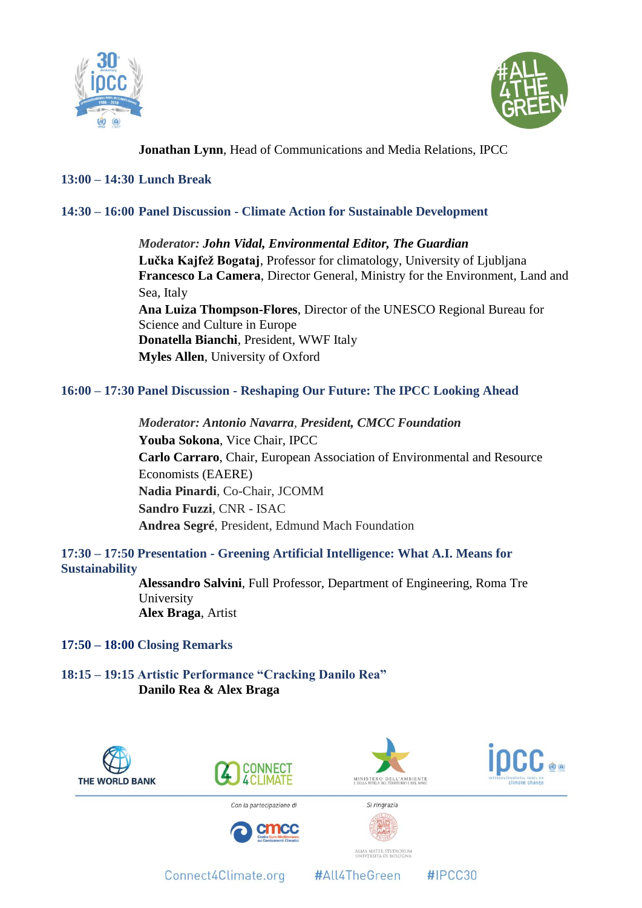**Jonathan Lynn**, Head of Communications and Media Relations, IPCC

### 13:00 – 14:30 Lunch Break

### 14:30 – 16:00 Panel Discussion - Climate Action for Sustainable Development

*Moderator:* ***John Vidal, Environmental Editor, The Guardian***
**Lučka Kajfež Bogataj**, Professor for climatology, University of Ljubljana
**Francesco La Camera**, Director General, Ministry for the Environment, Land and Sea, Italy
**Ana Luiza Thompson-Flores**, Director of the UNESCO Regional Bureau for Science and Culture in Europe
**Donatella Bianchi**, President, WWF Italy
**Myles Allen**, University of Oxford

### 16:00 – 17:30 Panel Discussion - Reshaping Our Future: The IPCC Looking Ahead

*Moderator:* ***Antonio Navarra**, **President, CMCC Foundation***
**Youba Sokona**, Vice Chair, IPCC
**Carlo Carraro**, Chair, European Association of Environmental and Resource Economists (EAERE)
**Nadia Pinardi**, Co-Chair, JCOMM
**Sandro Fuzzi**, CNR - ISAC
**Andrea Segré**, President, Edmund Mach Foundation

### 17:30 – 17:50 Presentation - Greening Artificial Intelligence: What A.I. Means for Sustainability

**Alessandro Salvini**, Full Professor, Department of Engineering, Roma Tre University
**Alex Braga**, Artist

### 17:50 – 18:00 Closing Remarks

### 18:15 – 19:15 Artistic Performance "Cracking Danilo Rea"

**Danilo Rea & Alex Braga**

THE WORLD BANK | CONNECT 4 CLIMATE | MINISTERO DELL'AMBIENTE E DELLA TUTELA DEL TERRITORIO E DEL MARE | ipcc INTERGOVERNMENTAL PANEL ON climate change

*Con la partecipazione di*

cmcc Centro Euro-Mediterraneo sui Cambiamenti Climatici

*Si ringrazia*

ALMA MATER STUDIORUM UNIVERSITÀ DI BOLOGNA

Connect4Climate.org #All4TheGreen #IPCC30